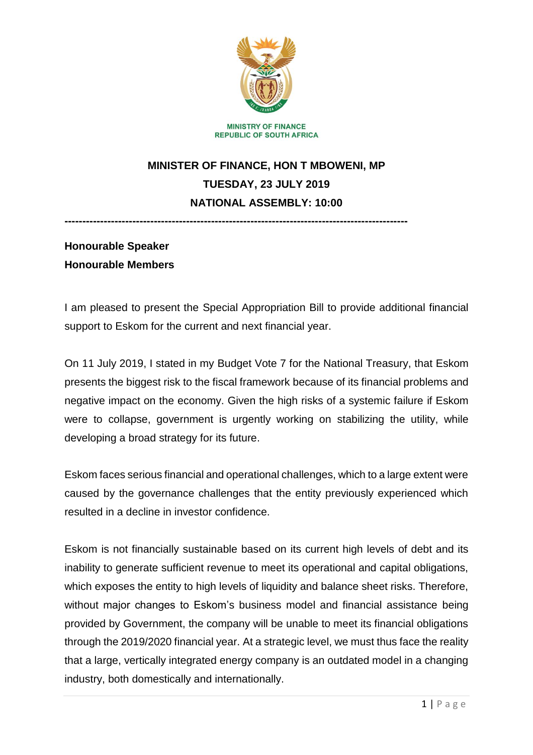MINISTRY OF FINANCE
REPUBLIC OF SOUTH AFRICA

# MINISTER OF FINANCE, HON T MBOWENI, MP

**TUESDAY, 23 JULY 2019**

**NATIONAL ASSEMBLY: 10:00**

---

**Honourable Speaker**
**Honourable Members**

I am pleased to present the Special Appropriation Bill to provide additional financial support to Eskom for the current and next financial year.

On 11 July 2019, I stated in my Budget Vote 7 for the National Treasury, that Eskom presents the biggest risk to the fiscal framework because of its financial problems and negative impact on the economy. Given the high risks of a systemic failure if Eskom were to collapse, government is urgently working on stabilizing the utility, while developing a broad strategy for its future.

Eskom faces serious financial and operational challenges, which to a large extent were caused by the governance challenges that the entity previously experienced which resulted in a decline in investor confidence.

Eskom is not financially sustainable based on its current high levels of debt and its inability to generate sufficient revenue to meet its operational and capital obligations, which exposes the entity to high levels of liquidity and balance sheet risks. Therefore, without major changes to Eskom's business model and financial assistance being provided by Government, the company will be unable to meet its financial obligations through the 2019/2020 financial year. At a strategic level, we must thus face the reality that a large, vertically integrated energy company is an outdated model in a changing industry, both domestically and internationally.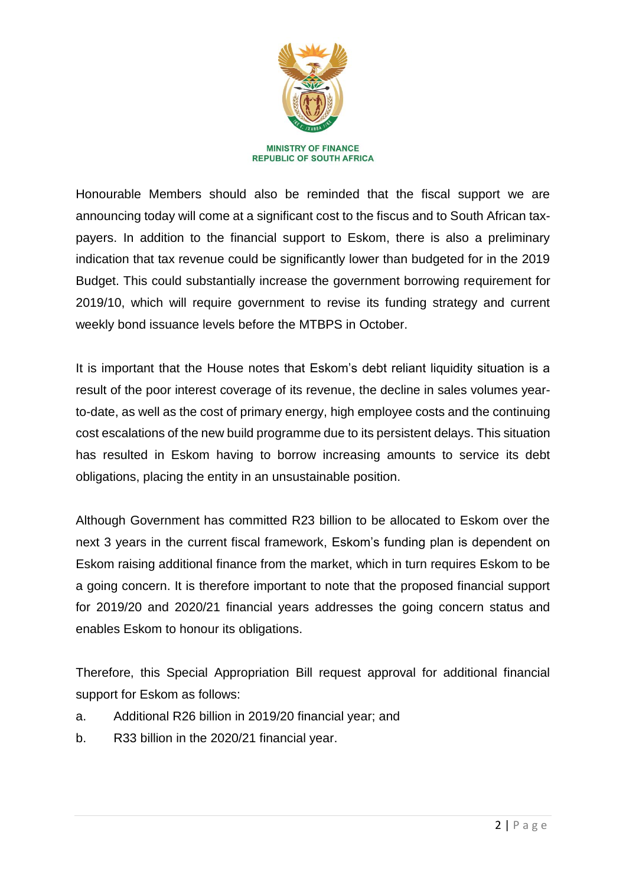MINISTRY OF FINANCE
REPUBLIC OF SOUTH AFRICA

Honourable Members should also be reminded that the fiscal support we are announcing today will come at a significant cost to the fiscus and to South African tax-payers. In addition to the financial support to Eskom, there is also a preliminary indication that tax revenue could be significantly lower than budgeted for in the 2019 Budget. This could substantially increase the government borrowing requirement for 2019/10, which will require government to revise its funding strategy and current weekly bond issuance levels before the MTBPS in October.

It is important that the House notes that Eskom's debt reliant liquidity situation is a result of the poor interest coverage of its revenue, the decline in sales volumes year-to-date, as well as the cost of primary energy, high employee costs and the continuing cost escalations of the new build programme due to its persistent delays. This situation has resulted in Eskom having to borrow increasing amounts to service its debt obligations, placing the entity in an unsustainable position.

Although Government has committed R23 billion to be allocated to Eskom over the next 3 years in the current fiscal framework, Eskom's funding plan is dependent on Eskom raising additional finance from the market, which in turn requires Eskom to be a going concern. It is therefore important to note that the proposed financial support for 2019/20 and 2020/21 financial years addresses the going concern status and enables Eskom to honour its obligations.

Therefore, this Special Appropriation Bill request approval for additional financial support for Eskom as follows:

a. Additional R26 billion in 2019/20 financial year; and
b. R33 billion in the 2020/21 financial year.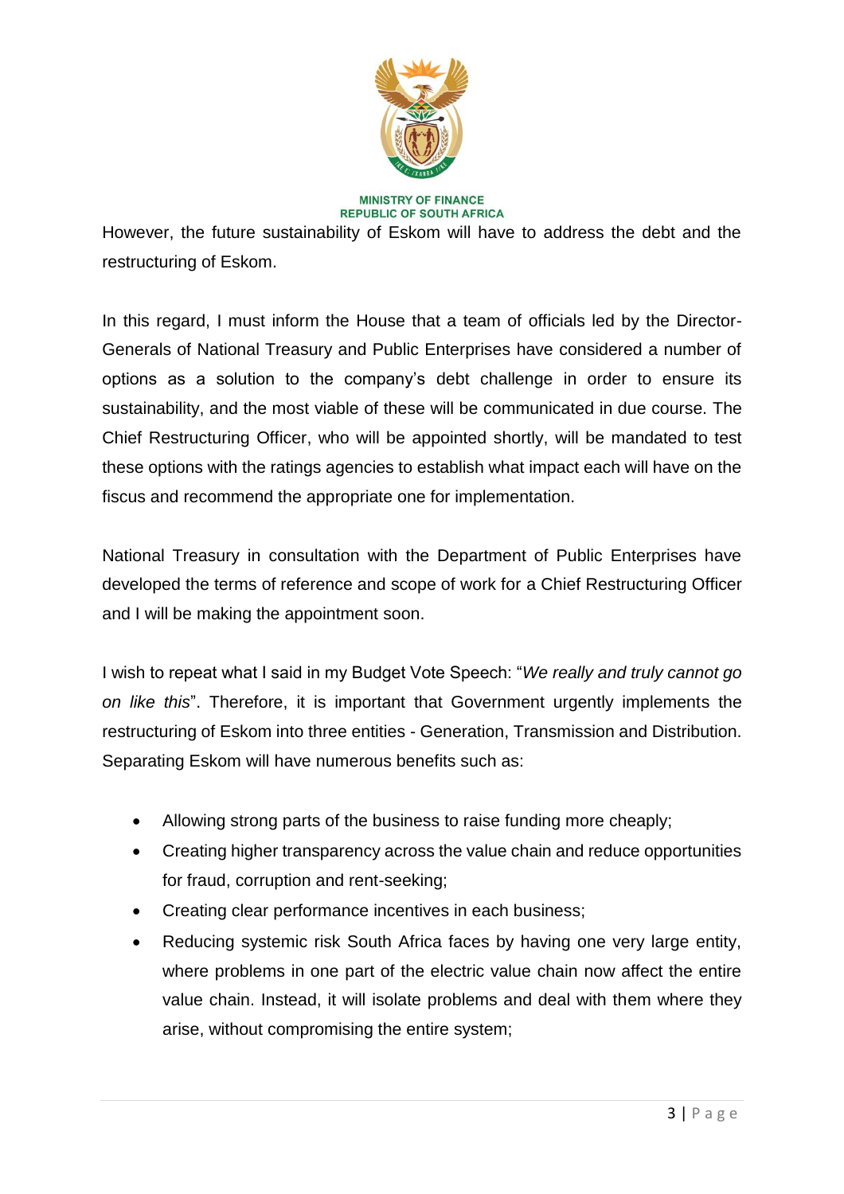However, the future sustainability of Eskom will have to address the debt and the restructuring of Eskom.

In this regard, I must inform the House that a team of officials led by the Director-Generals of National Treasury and Public Enterprises have considered a number of options as a solution to the company's debt challenge in order to ensure its sustainability, and the most viable of these will be communicated in due course. The Chief Restructuring Officer, who will be appointed shortly, will be mandated to test these options with the ratings agencies to establish what impact each will have on the fiscus and recommend the appropriate one for implementation.

National Treasury in consultation with the Department of Public Enterprises have developed the terms of reference and scope of work for a Chief Restructuring Officer and I will be making the appointment soon.

I wish to repeat what I said in my Budget Vote Speech: "*We really and truly cannot go on like this*". Therefore, it is important that Government urgently implements the restructuring of Eskom into three entities - Generation, Transmission and Distribution. Separating Eskom will have numerous benefits such as:

- Allowing strong parts of the business to raise funding more cheaply;
- Creating higher transparency across the value chain and reduce opportunities for fraud, corruption and rent-seeking;
- Creating clear performance incentives in each business;
- Reducing systemic risk South Africa faces by having one very large entity, where problems in one part of the electric value chain now affect the entire value chain. Instead, it will isolate problems and deal with them where they arise, without compromising the entire system;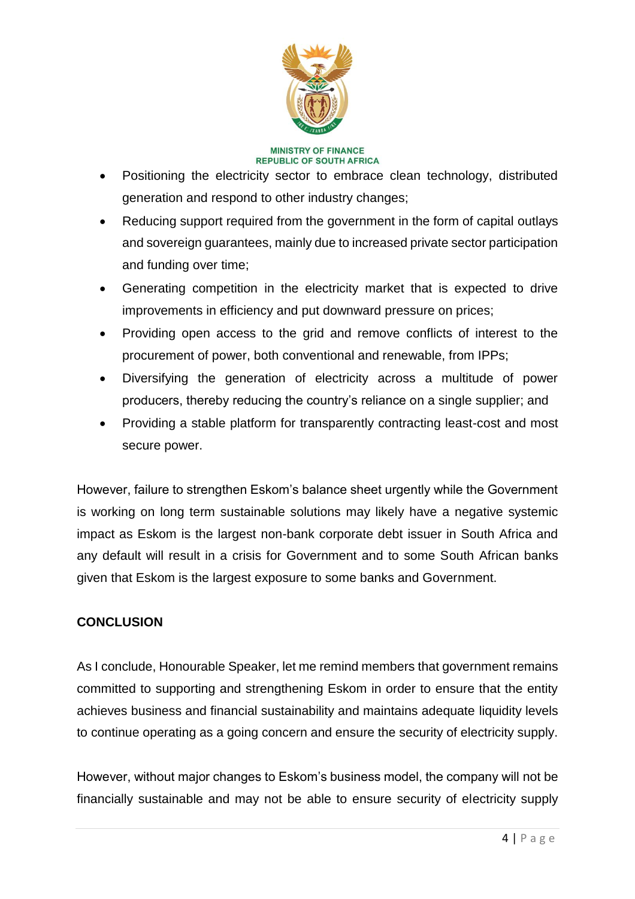- Positioning the electricity sector to embrace clean technology, distributed generation and respond to other industry changes;
- Reducing support required from the government in the form of capital outlays and sovereign guarantees, mainly due to increased private sector participation and funding over time;
- Generating competition in the electricity market that is expected to drive improvements in efficiency and put downward pressure on prices;
- Providing open access to the grid and remove conflicts of interest to the procurement of power, both conventional and renewable, from IPPs;
- Diversifying the generation of electricity across a multitude of power producers, thereby reducing the country's reliance on a single supplier; and
- Providing a stable platform for transparently contracting least-cost and most secure power.

However, failure to strengthen Eskom's balance sheet urgently while the Government is working on long term sustainable solutions may likely have a negative systemic impact as Eskom is the largest non-bank corporate debt issuer in South Africa and any default will result in a crisis for Government and to some South African banks given that Eskom is the largest exposure to some banks and Government.

**CONCLUSION**

As I conclude, Honourable Speaker, let me remind members that government remains committed to supporting and strengthening Eskom in order to ensure that the entity achieves business and financial sustainability and maintains adequate liquidity levels to continue operating as a going concern and ensure the security of electricity supply.

However, without major changes to Eskom's business model, the company will not be financially sustainable and may not be able to ensure security of electricity supply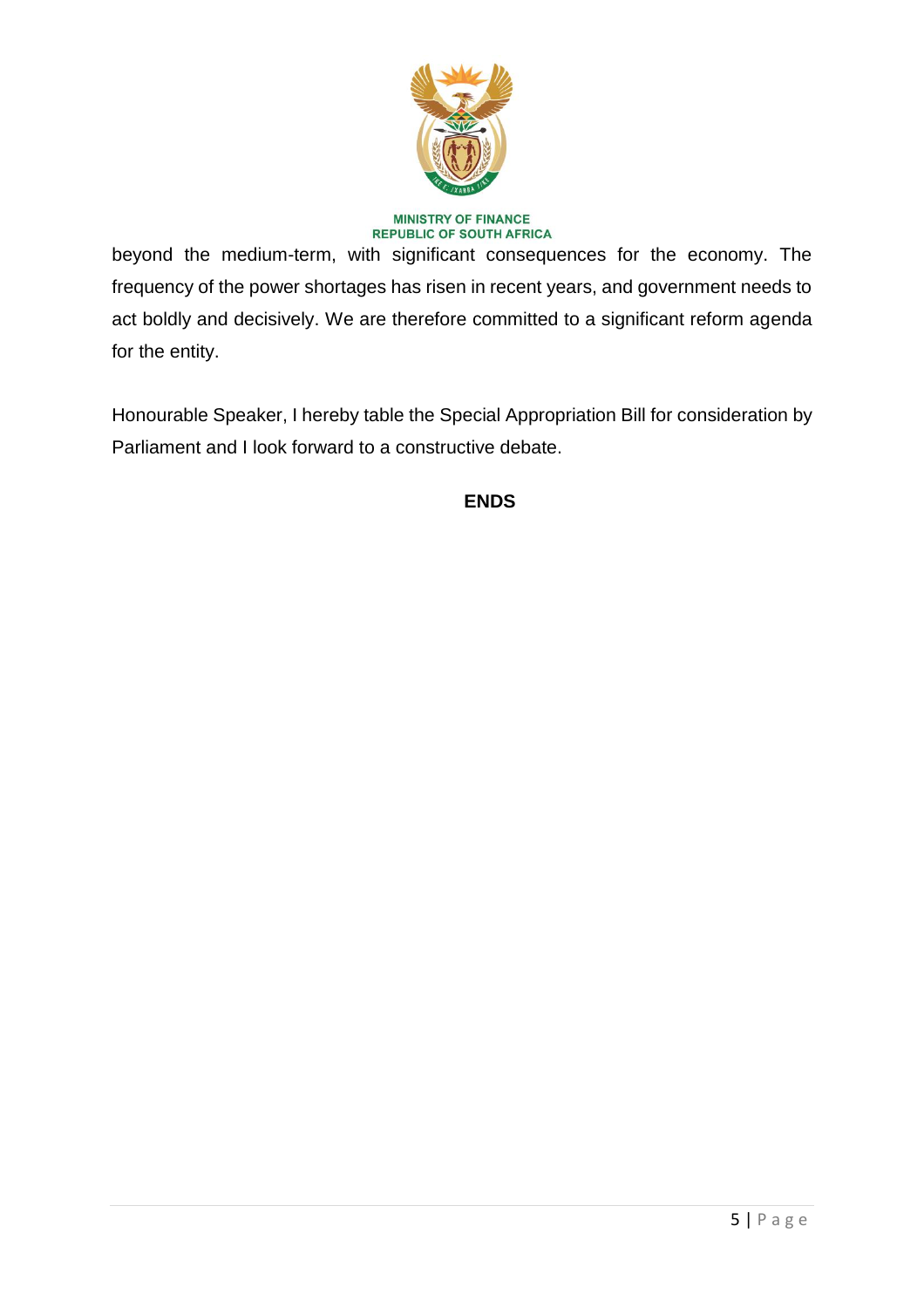beyond the medium-term, with significant consequences for the economy. The frequency of the power shortages has risen in recent years, and government needs to act boldly and decisively. We are therefore committed to a significant reform agenda for the entity.

Honourable Speaker, I hereby table the Special Appropriation Bill for consideration by Parliament and I look forward to a constructive debate.

**ENDS**